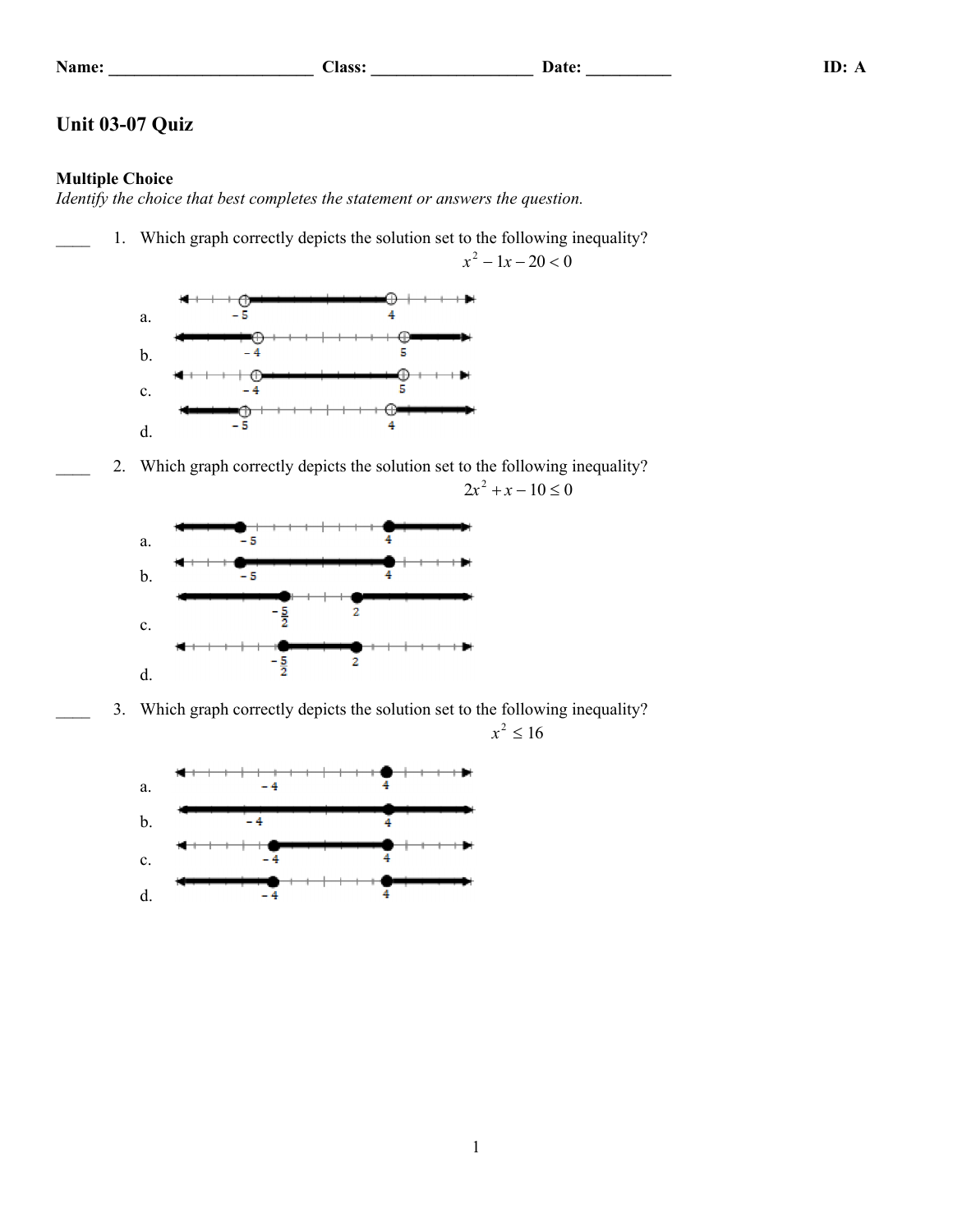Name: ________________________ Class: ___________________ Date: __________ ID: A

# Unit 03-07 Quiz

**Multiple Choice**

*Identify the choice that best completes the statement or answers the question.*

____ 1. Which graph correctly depicts the solution set to the following inequality?

$$x^2 - 1x - 20 < 0$$

a. −5, 4

b. −4, 5

c. −4, 5

d. −5, 4

____ 2. Which graph correctly depicts the solution set to the following inequality?

$$2x^2 + x - 10 \le 0$$

a. −5, 4

b. −5, 4

c. $-\frac{5}{2}$, 2

d. $-\frac{5}{2}$, 2

____ 3. Which graph correctly depicts the solution set to the following inequality?

$$x^2 \le 16$$

a. −4, 4

b. −4, 4

c. −4, 4

d. −4, 4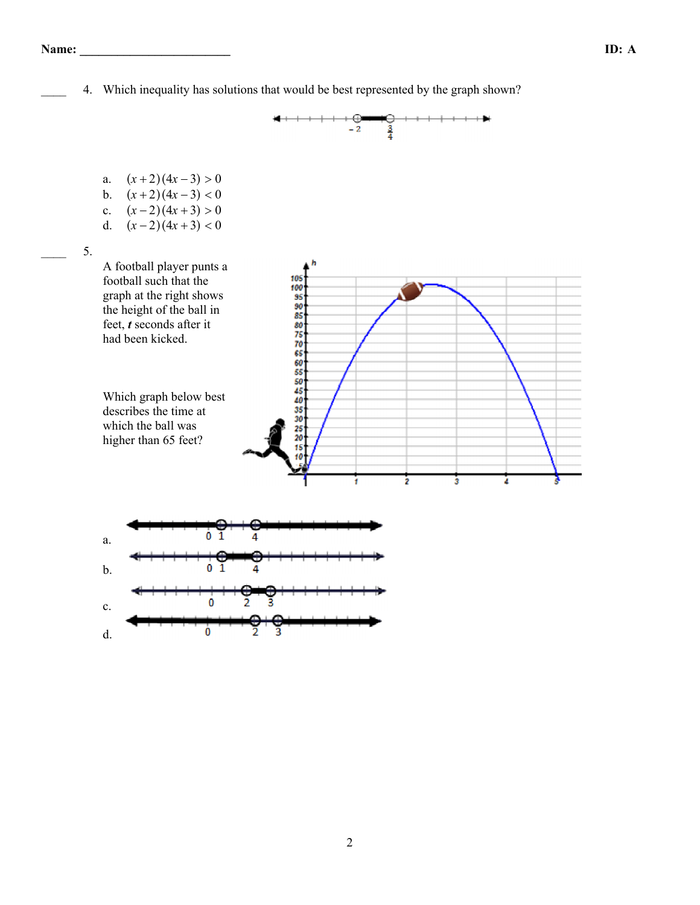**Name:** ________________________ **ID: A**

____ 4. Which inequality has solutions that would be best represented by the graph shown?

−2

$\frac{3}{4}$

a. $(x+2)(4x-3) > 0$
b. $(x+2)(4x-3) < 0$
c. $(x-2)(4x+3) > 0$
d. $(x-2)(4x+3) < 0$

____ 5.

A football player punts a football such that the graph at the right shows the height of the ball in feet, $t$ seconds after it had been kicked.

h

105
100
95
90
85
80
75
70
65
60
55
50
45
40
35
30
25
20
15
10
5

1 2 3 4 5

Which graph below best describes the time at which the ball was higher than 65 feet?

a. 0 1 4

b. 0 1 4

c. 0 2 3

d. 0 2 3